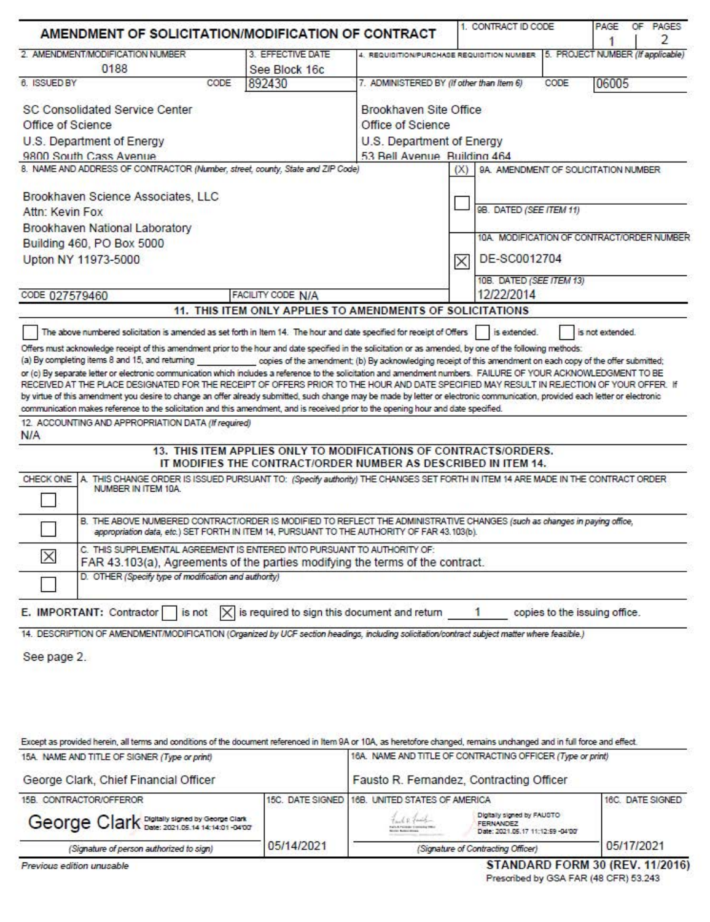# AMENDMENT OF SOLICITATION/MODIFICATION OF CONTRACT

| 1. CONTRACT ID CODE | PAGE 1 OF PAGES 2 |
|---|---|
| | |

| 2. AMENDMENT/MODIFICATION NUMBER | 3. EFFECTIVE DATE | 4. REQUISITION/PURCHASE REQUISITION NUMBER | 5. PROJECT NUMBER (If applicable) |
|---|---|---|---|
| 0188 | See Block 16c | | |

| 6. ISSUED BY CODE 892430 | 7. ADMINISTERED BY (If other than Item 6) CODE 06005 |
|---|---|
| SC Consolidated Service Center<br>Office of Science<br>U.S. Department of Energy<br>9800 South Cass Avenue | Brookhaven Site Office<br>Office of Science<br>U.S. Department of Energy<br>53 Bell Avenue, Building 464 |

**8. NAME AND ADDRESS OF CONTRACTOR** (Number, street, county, State and ZIP Code)

Brookhaven Science Associates, LLC
Attn: Kevin Fox
Brookhaven National Laboratory
Building 460, PO Box 5000
Upton NY 11973-5000

CODE 027579460 | FACILITY CODE N/A

| (X) | |
|---|---|
| ☐ | 9A. AMENDMENT OF SOLICITATION NUMBER |
| | 9B. DATED (SEE ITEM 11) |
| ☒ | 10A. MODIFICATION OF CONTRACT/ORDER NUMBER: DE-SC0012704 |
| | 10B. DATED (SEE ITEM 13): 12/22/2014 |

## 11. THIS ITEM ONLY APPLIES TO AMENDMENTS OF SOLICITATIONS

☐ The above numbered solicitation is amended as set forth in Item 14. The hour and date specified for receipt of Offers ☐ is extended. ☐ is not extended.

Offers must acknowledge receipt of this amendment prior to the hour and date specified in the solicitation or as amended, by one of the following methods: (a) By completing items 8 and 15, and returning ______ copies of the amendment; (b) By acknowledging receipt of this amendment on each copy of the offer submitted; or (c) By separate letter or electronic communication which includes a reference to the solicitation and amendment numbers. FAILURE OF YOUR ACKNOWLEDGMENT TO BE RECEIVED AT THE PLACE DESIGNATED FOR THE RECEIPT OF OFFERS PRIOR TO THE HOUR AND DATE SPECIFIED MAY RESULT IN REJECTION OF YOUR OFFER. If by virtue of this amendment you desire to change an offer already submitted, such change may be made by letter or electronic communication, provided each letter or electronic communication makes reference to the solicitation and this amendment, and is received prior to the opening hour and date specified.

**12. ACCOUNTING AND APPROPRIATION DATA** (If required)
N/A

## 13. THIS ITEM APPLIES ONLY TO MODIFICATIONS OF CONTRACTS/ORDERS. IT MODIFIES THE CONTRACT/ORDER NUMBER AS DESCRIBED IN ITEM 14.

| CHECK ONE | |
|---|---|
| ☐ | A. THIS CHANGE ORDER IS ISSUED PURSUANT TO: (Specify authority) THE CHANGES SET FORTH IN ITEM 14 ARE MADE IN THE CONTRACT ORDER NUMBER IN ITEM 10A. |
| ☐ | B. THE ABOVE NUMBERED CONTRACT/ORDER IS MODIFIED TO REFLECT THE ADMINISTRATIVE CHANGES (such as changes in paying office, appropriation data, etc.) SET FORTH IN ITEM 14, PURSUANT TO THE AUTHORITY OF FAR 43.103(b). |
| ☒ | C. THIS SUPPLEMENTAL AGREEMENT IS ENTERED INTO PURSUANT TO AUTHORITY OF: FAR 43.103(a), Agreements of the parties modifying the terms of the contract. |
| ☐ | D. OTHER (Specify type of modification and authority) |

**E. IMPORTANT:** Contractor ☐ is not ☒ is required to sign this document and return 1 copies to the issuing office.

**14. DESCRIPTION OF AMENDMENT/MODIFICATION** (Organized by UCF section headings, including solicitation/contract subject matter where feasible.)

See page 2.

Except as provided herein, all terms and conditions of the document referenced in Item 9A or 10A, as heretofore changed, remains unchanged and in full force and effect.

| 15A. NAME AND TITLE OF SIGNER (Type or print) | | 16A. NAME AND TITLE OF CONTRACTING OFFICER (Type or print) | |
|---|---|---|---|
| George Clark, Chief Financial Officer | | Fausto R. Fernandez, Contracting Officer | |
| 15B. CONTRACTOR/OFFEROR | 15C. DATE SIGNED | 16B. UNITED STATES OF AMERICA | 16C. DATE SIGNED |
| George Clark Digitally signed by George Clark Date: 2021.05.14 14:14:01 -04'00' | 05/14/2021 | Digitally signed by FAUSTO FERNANDEZ Date: 2021.05.17 11:12:59 -04'00' | 05/17/2021 |
| (Signature of person authorized to sign) | | (Signature of Contracting Officer) | |

Previous edition unusable

**STANDARD FORM 30 (REV. 11/2016)**
Prescribed by GSA FAR (48 CFR) 53.243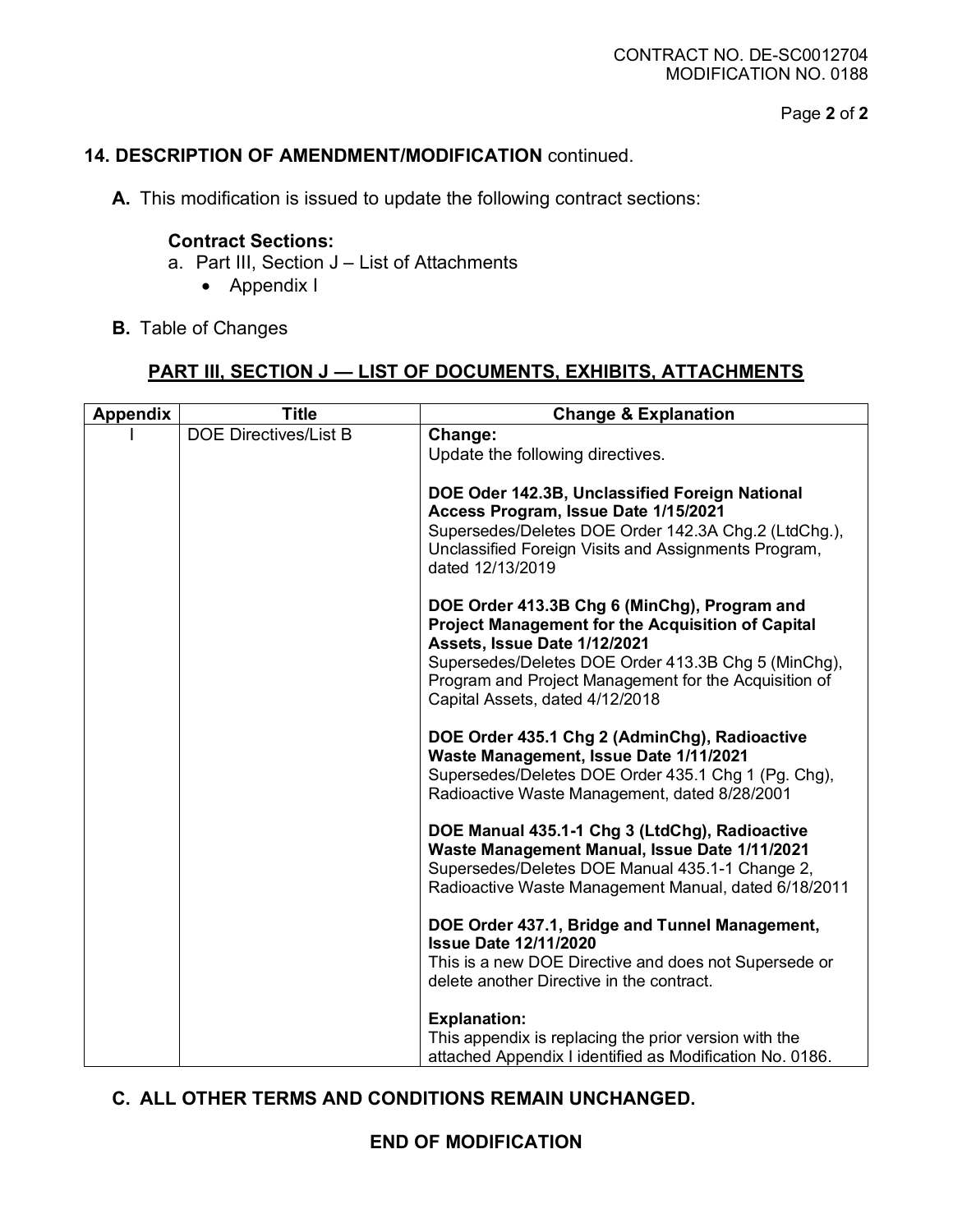CONTRACT NO. DE-SC0012704
MODIFICATION NO. 0188

## 14. DESCRIPTION OF AMENDMENT/MODIFICATION continued.

**A.** This modification is issued to update the following contract sections:

**Contract Sections:**

a. Part III, Section J – List of Attachments
   - Appendix I

**B.** Table of Changes

### PART III, SECTION J — LIST OF DOCUMENTS, EXHIBITS, ATTACHMENTS

| Appendix | Title | Change & Explanation |
|---|---|---|
| I | DOE Directives/List B | **Change:**<br>Update the following directives.<br><br>**DOE Oder 142.3B, Unclassified Foreign National Access Program, Issue Date 1/15/2021**<br>Supersedes/Deletes DOE Order 142.3A Chg.2 (LtdChg.), Unclassified Foreign Visits and Assignments Program, dated 12/13/2019<br><br>**DOE Order 413.3B Chg 6 (MinChg), Program and Project Management for the Acquisition of Capital Assets, Issue Date 1/12/2021**<br>Supersedes/Deletes DOE Order 413.3B Chg 5 (MinChg), Program and Project Management for the Acquisition of Capital Assets, dated 4/12/2018<br><br>**DOE Order 435.1 Chg 2 (AdminChg), Radioactive Waste Management, Issue Date 1/11/2021**<br>Supersedes/Deletes DOE Order 435.1 Chg 1 (Pg. Chg), Radioactive Waste Management, dated 8/28/2001<br><br>**DOE Manual 435.1-1 Chg 3 (LtdChg), Radioactive Waste Management Manual, Issue Date 1/11/2021**<br>Supersedes/Deletes DOE Manual 435.1-1 Change 2, Radioactive Waste Management Manual, dated 6/18/2011<br><br>**DOE Order 437.1, Bridge and Tunnel Management, Issue Date 12/11/2020**<br>This is a new DOE Directive and does not Supersede or delete another Directive in the contract.<br><br>**Explanation:**<br>This appendix is replacing the prior version with the attached Appendix I identified as Modification No. 0186. |

**C. ALL OTHER TERMS AND CONDITIONS REMAIN UNCHANGED.**

**END OF MODIFICATION**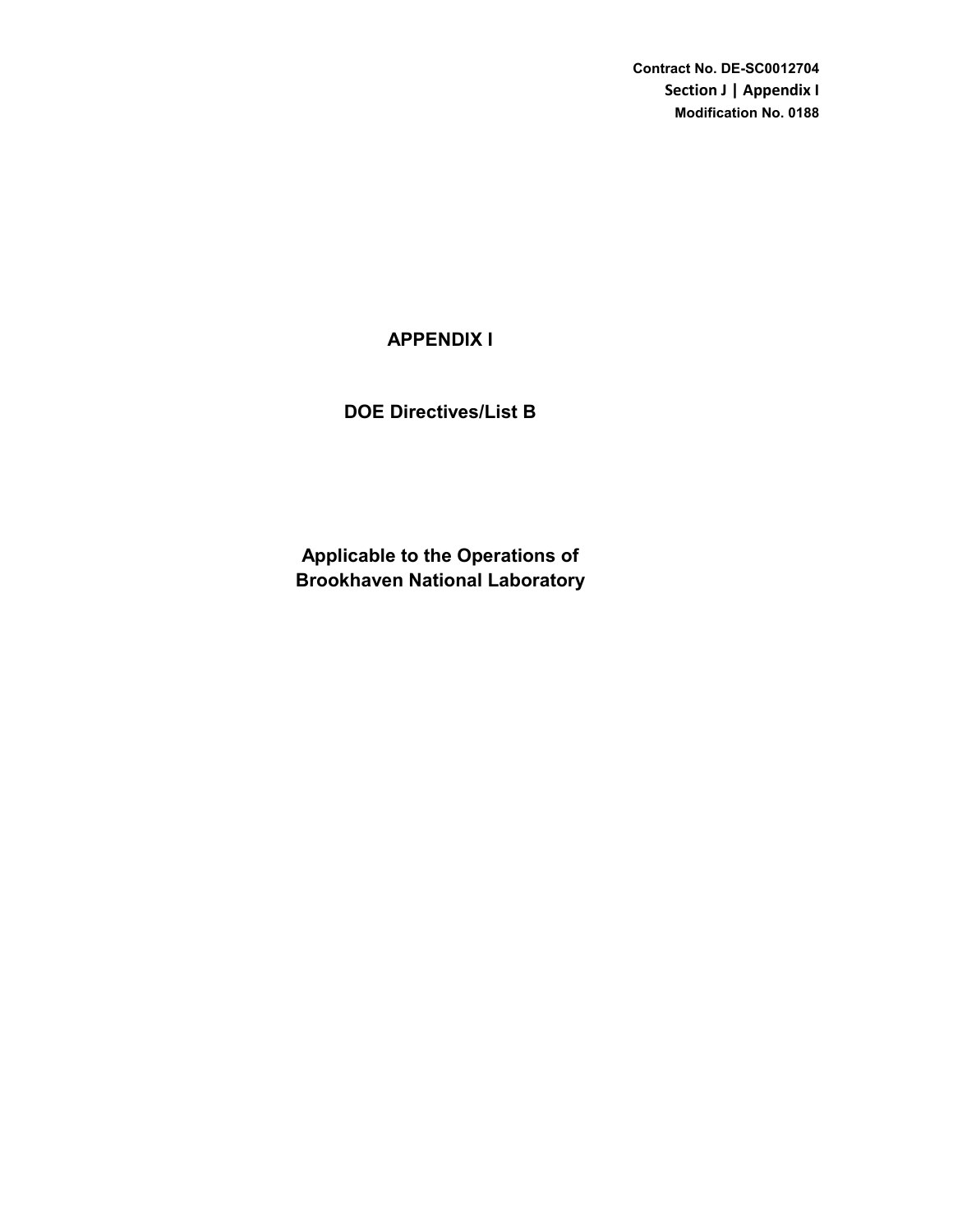**Contract No. DE-SC0012704**
**Section J | Appendix I**
**Modification No. 0188**

# APPENDIX I

## DOE Directives/List B

## Applicable to the Operations of Brookhaven National Laboratory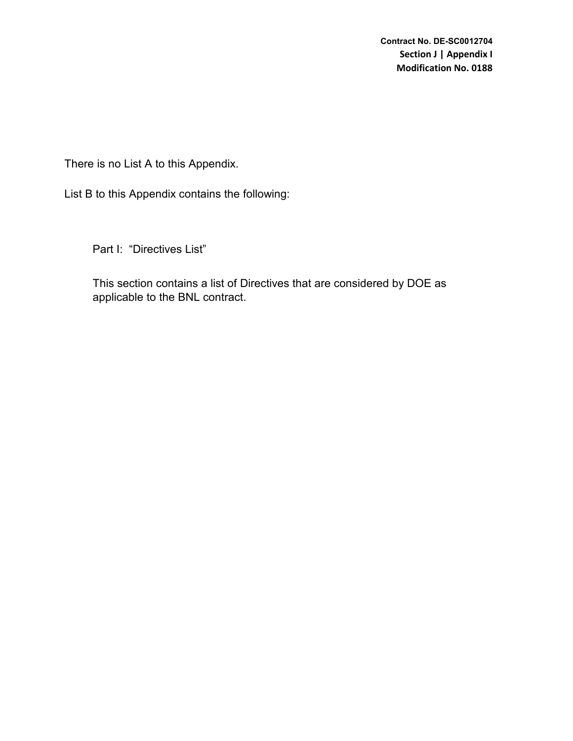There is no List A to this Appendix.

List B to this Appendix contains the following:

Part I: "Directives List"

This section contains a list of Directives that are considered by DOE as applicable to the BNL contract.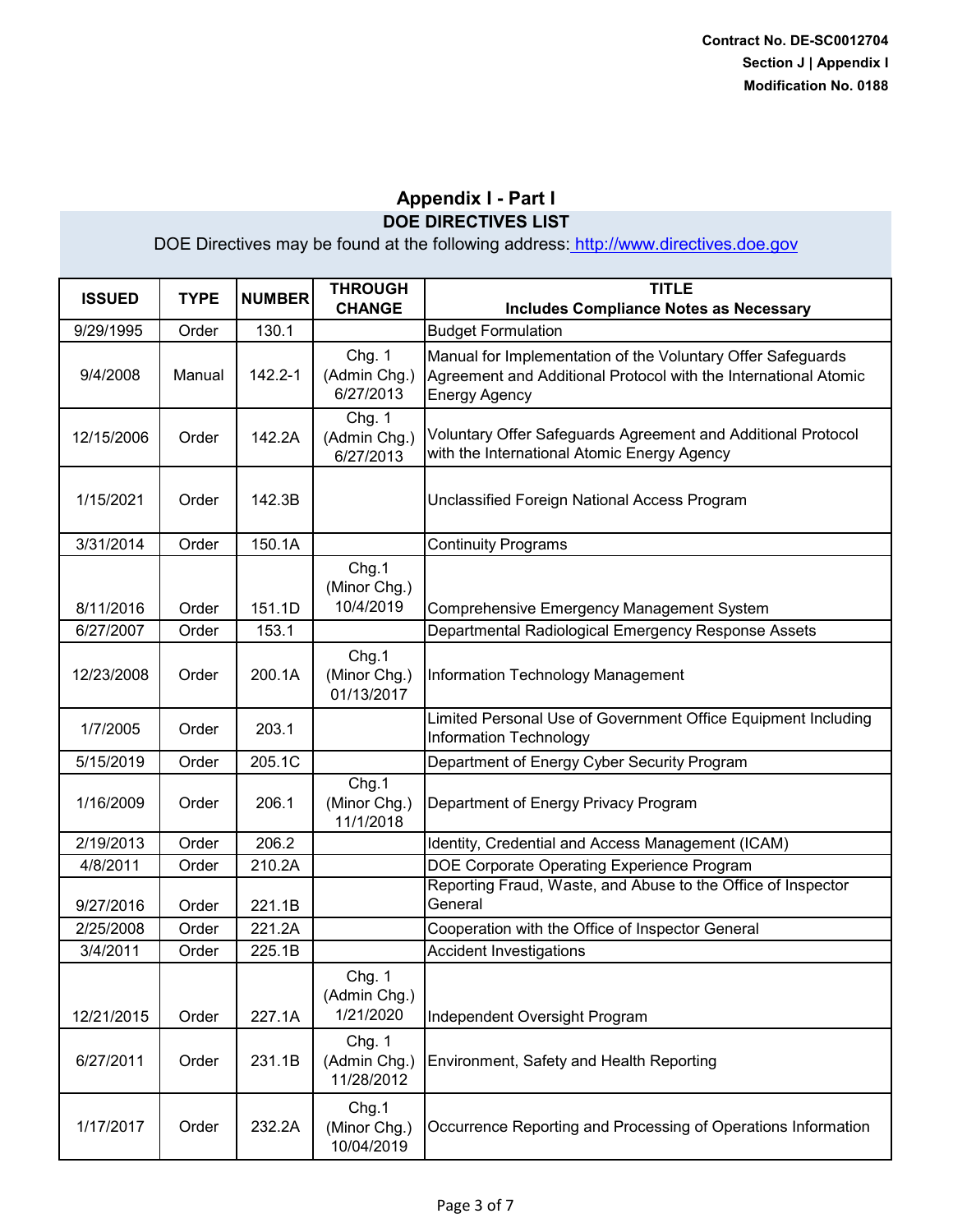Contract No. DE-SC0012704
Section J | Appendix I
Modification No. 0188

## Appendix I - Part I

### DOE DIRECTIVES LIST

DOE Directives may be found at the following address: http://www.directives.doe.gov

| ISSUED | TYPE | NUMBER | THROUGH CHANGE | TITLE Includes Compliance Notes as Necessary |
|---|---|---|---|---|
| 9/29/1995 | Order | 130.1 | | Budget Formulation |
| 9/4/2008 | Manual | 142.2-1 | Chg. 1 (Admin Chg.) 6/27/2013 | Manual for Implementation of the Voluntary Offer Safeguards Agreement and Additional Protocol with the International Atomic Energy Agency |
| 12/15/2006 | Order | 142.2A | Chg. 1 (Admin Chg.) 6/27/2013 | Voluntary Offer Safeguards Agreement and Additional Protocol with the International Atomic Energy Agency |
| 1/15/2021 | Order | 142.3B | | Unclassified Foreign National Access Program |
| 3/31/2014 | Order | 150.1A | | Continuity Programs |
| 8/11/2016 | Order | 151.1D | Chg.1 (Minor Chg.) 10/4/2019 | Comprehensive Emergency Management System |
| 6/27/2007 | Order | 153.1 | | Departmental Radiological Emergency Response Assets |
| 12/23/2008 | Order | 200.1A | Chg.1 (Minor Chg.) 01/13/2017 | Information Technology Management |
| 1/7/2005 | Order | 203.1 | | Limited Personal Use of Government Office Equipment Including Information Technology |
| 5/15/2019 | Order | 205.1C | | Department of Energy Cyber Security Program |
| 1/16/2009 | Order | 206.1 | Chg.1 (Minor Chg.) 11/1/2018 | Department of Energy Privacy Program |
| 2/19/2013 | Order | 206.2 | | Identity, Credential and Access Management (ICAM) |
| 4/8/2011 | Order | 210.2A | | DOE Corporate Operating Experience Program |
| 9/27/2016 | Order | 221.1B | | Reporting Fraud, Waste, and Abuse to the Office of Inspector General |
| 2/25/2008 | Order | 221.2A | | Cooperation with the Office of Inspector General |
| 3/4/2011 | Order | 225.1B | | Accident Investigations |
| 12/21/2015 | Order | 227.1A | Chg. 1 (Admin Chg.) 1/21/2020 | Independent Oversight Program |
| 6/27/2011 | Order | 231.1B | Chg. 1 (Admin Chg.) 11/28/2012 | Environment, Safety and Health Reporting |
| 1/17/2017 | Order | 232.2A | Chg.1 (Minor Chg.) 10/04/2019 | Occurrence Reporting and Processing of Operations Information |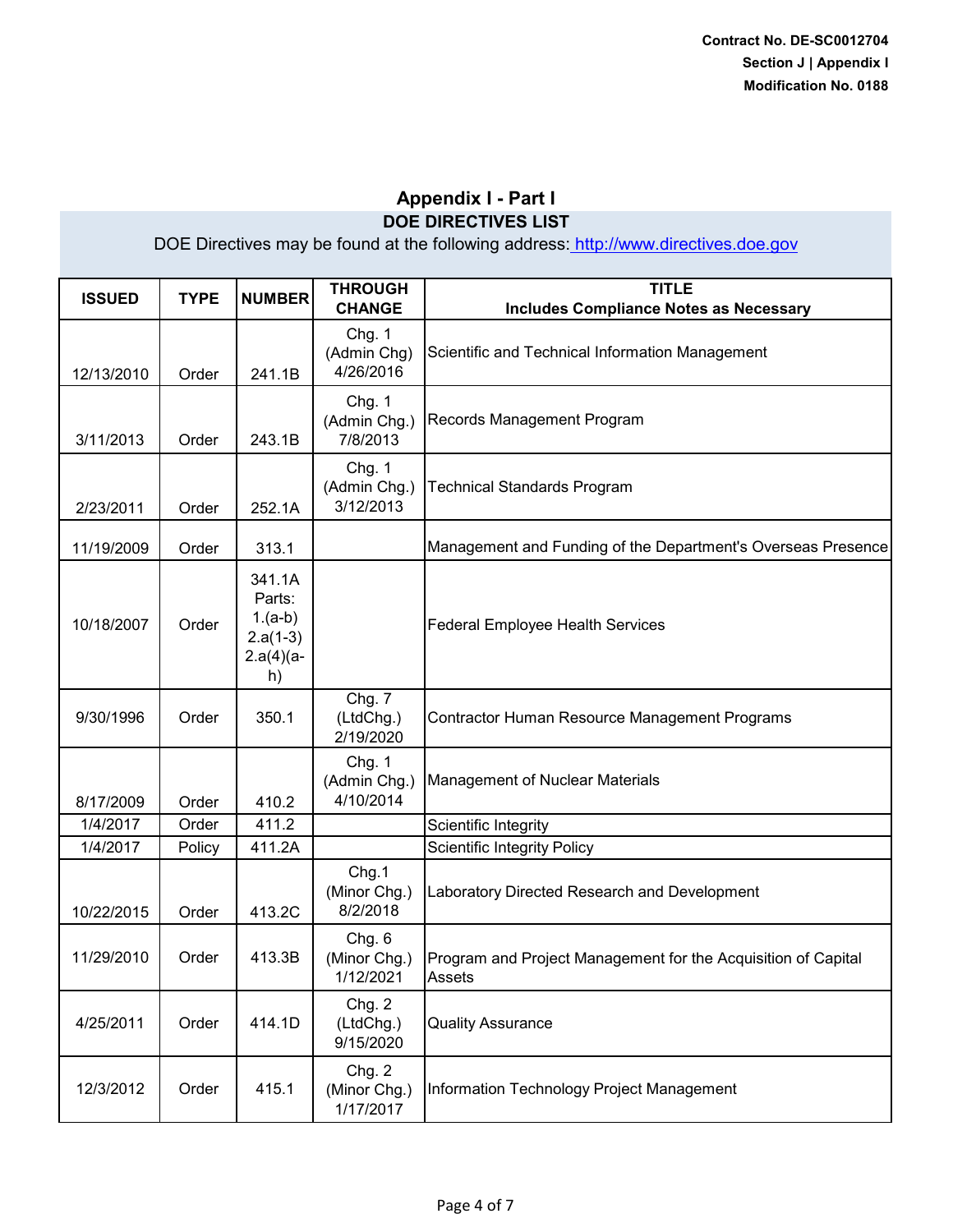## Appendix I - Part I

### DOE DIRECTIVES LIST

DOE Directives may be found at the following address: http://www.directives.doe.gov

| ISSUED | TYPE | NUMBER | THROUGH CHANGE | TITLE Includes Compliance Notes as Necessary |
|---|---|---|---|---|
| 12/13/2010 | Order | 241.1B | Chg. 1 (Admin Chg) 4/26/2016 | Scientific and Technical Information Management |
| 3/11/2013 | Order | 243.1B | Chg. 1 (Admin Chg.) 7/8/2013 | Records Management Program |
| 2/23/2011 | Order | 252.1A | Chg. 1 (Admin Chg.) 3/12/2013 | Technical Standards Program |
| 11/19/2009 | Order | 313.1 | | Management and Funding of the Department's Overseas Presence |
| 10/18/2007 | Order | 341.1A Parts: 1.(a-b) 2.a(1-3) 2.a(4)(a-h) | | Federal Employee Health Services |
| 9/30/1996 | Order | 350.1 | Chg. 7 (LtdChg.) 2/19/2020 | Contractor Human Resource Management Programs |
| 8/17/2009 | Order | 410.2 | Chg. 1 (Admin Chg.) 4/10/2014 | Management of Nuclear Materials |
| 1/4/2017 | Order | 411.2 | | Scientific Integrity |
| 1/4/2017 | Policy | 411.2A | | Scientific Integrity Policy |
| 10/22/2015 | Order | 413.2C | Chg.1 (Minor Chg.) 8/2/2018 | Laboratory Directed Research and Development |
| 11/29/2010 | Order | 413.3B | Chg. 6 (Minor Chg.) 1/12/2021 | Program and Project Management for the Acquisition of Capital Assets |
| 4/25/2011 | Order | 414.1D | Chg. 2 (LtdChg.) 9/15/2020 | Quality Assurance |
| 12/3/2012 | Order | 415.1 | Chg. 2 (Minor Chg.) 1/17/2017 | Information Technology Project Management |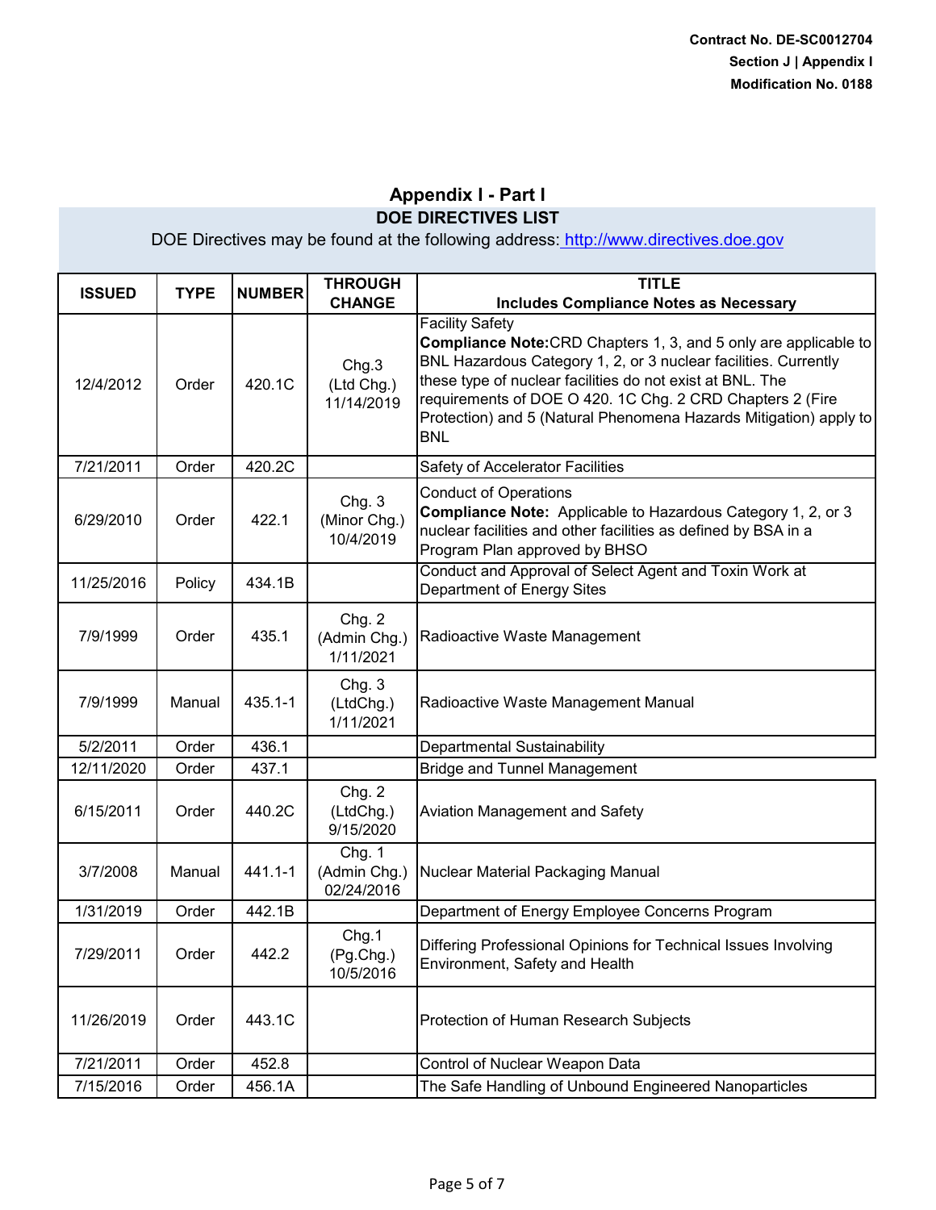## Appendix I - Part I

### DOE DIRECTIVES LIST

DOE Directives may be found at the following address: http://www.directives.doe.gov

| ISSUED | TYPE | NUMBER | THROUGH CHANGE | TITLE Includes Compliance Notes as Necessary |
|---|---|---|---|---|
| 12/4/2012 | Order | 420.1C | Chg.3 (Ltd Chg.) 11/14/2019 | Facility Safety **Compliance Note:**CRD Chapters 1, 3, and 5 only are applicable to BNL Hazardous Category 1, 2, or 3 nuclear facilities. Currently these type of nuclear facilities do not exist at BNL. The requirements of DOE O 420. 1C Chg. 2 CRD Chapters 2 (Fire Protection) and 5 (Natural Phenomena Hazards Mitigation) apply to BNL |
| 7/21/2011 | Order | 420.2C | | Safety of Accelerator Facilities |
| 6/29/2010 | Order | 422.1 | Chg. 3 (Minor Chg.) 10/4/2019 | Conduct of Operations **Compliance Note:** Applicable to Hazardous Category 1, 2, or 3 nuclear facilities and other facilities as defined by BSA in a Program Plan approved by BHSO |
| 11/25/2016 | Policy | 434.1B | | Conduct and Approval of Select Agent and Toxin Work at Department of Energy Sites |
| 7/9/1999 | Order | 435.1 | Chg. 2 (Admin Chg.) 1/11/2021 | Radioactive Waste Management |
| 7/9/1999 | Manual | 435.1-1 | Chg. 3 (LtdChg.) 1/11/2021 | Radioactive Waste Management Manual |
| 5/2/2011 | Order | 436.1 | | Departmental Sustainability |
| 12/11/2020 | Order | 437.1 | | Bridge and Tunnel Management |
| 6/15/2011 | Order | 440.2C | Chg. 2 (LtdChg.) 9/15/2020 | Aviation Management and Safety |
| 3/7/2008 | Manual | 441.1-1 | Chg. 1 (Admin Chg.) 02/24/2016 | Nuclear Material Packaging Manual |
| 1/31/2019 | Order | 442.1B | | Department of Energy Employee Concerns Program |
| 7/29/2011 | Order | 442.2 | Chg.1 (Pg.Chg.) 10/5/2016 | Differing Professional Opinions for Technical Issues Involving Environment, Safety and Health |
| 11/26/2019 | Order | 443.1C | | Protection of Human Research Subjects |
| 7/21/2011 | Order | 452.8 | | Control of Nuclear Weapon Data |
| 7/15/2016 | Order | 456.1A | | The Safe Handling of Unbound Engineered Nanoparticles |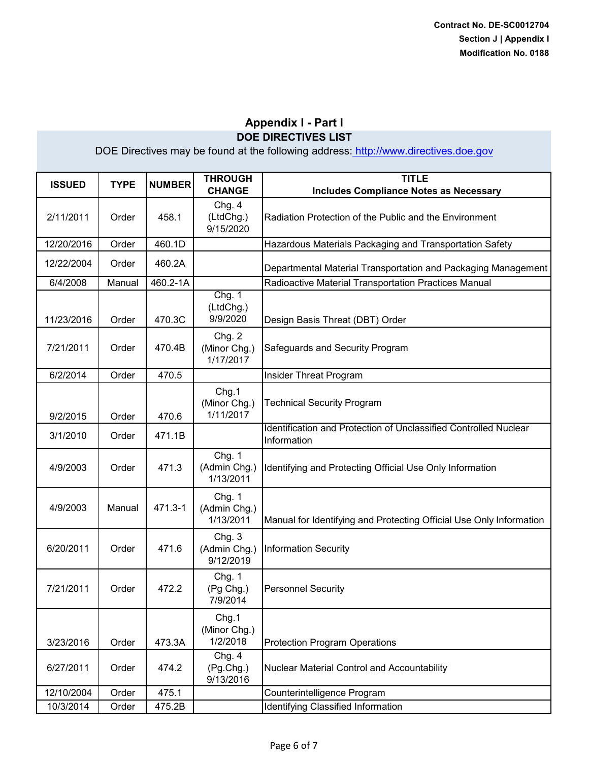Contract No. DE-SC0012704
Section J | Appendix I
Modification No. 0188

## Appendix I - Part I

### DOE DIRECTIVES LIST

DOE Directives may be found at the following address: http://www.directives.doe.gov

| ISSUED | TYPE | NUMBER | THROUGH CHANGE | TITLE Includes Compliance Notes as Necessary |
|---|---|---|---|---|
| 2/11/2011 | Order | 458.1 | Chg. 4 (LtdChg.) 9/15/2020 | Radiation Protection of the Public and the Environment |
| 12/20/2016 | Order | 460.1D | | Hazardous Materials Packaging and Transportation Safety |
| 12/22/2004 | Order | 460.2A | | Departmental Material Transportation and Packaging Management |
| 6/4/2008 | Manual | 460.2-1A | | Radioactive Material Transportation Practices Manual |
| 11/23/2016 | Order | 470.3C | Chg. 1 (LtdChg.) 9/9/2020 | Design Basis Threat (DBT) Order |
| 7/21/2011 | Order | 470.4B | Chg. 2 (Minor Chg.) 1/17/2017 | Safeguards and Security Program |
| 6/2/2014 | Order | 470.5 | | Insider Threat Program |
| 9/2/2015 | Order | 470.6 | Chg.1 (Minor Chg.) 1/11/2017 | Technical Security Program |
| 3/1/2010 | Order | 471.1B | | Identification and Protection of Unclassified Controlled Nuclear Information |
| 4/9/2003 | Order | 471.3 | Chg. 1 (Admin Chg.) 1/13/2011 | Identifying and Protecting Official Use Only Information |
| 4/9/2003 | Manual | 471.3-1 | Chg. 1 (Admin Chg.) 1/13/2011 | Manual for Identifying and Protecting Official Use Only Information |
| 6/20/2011 | Order | 471.6 | Chg. 3 (Admin Chg.) 9/12/2019 | Information Security |
| 7/21/2011 | Order | 472.2 | Chg. 1 (Pg Chg.) 7/9/2014 | Personnel Security |
| 3/23/2016 | Order | 473.3A | Chg.1 (Minor Chg.) 1/2/2018 | Protection Program Operations |
| 6/27/2011 | Order | 474.2 | Chg. 4 (Pg.Chg.) 9/13/2016 | Nuclear Material Control and Accountability |
| 12/10/2004 | Order | 475.1 | | Counterintelligence Program |
| 10/3/2014 | Order | 475.2B | | Identifying Classified Information |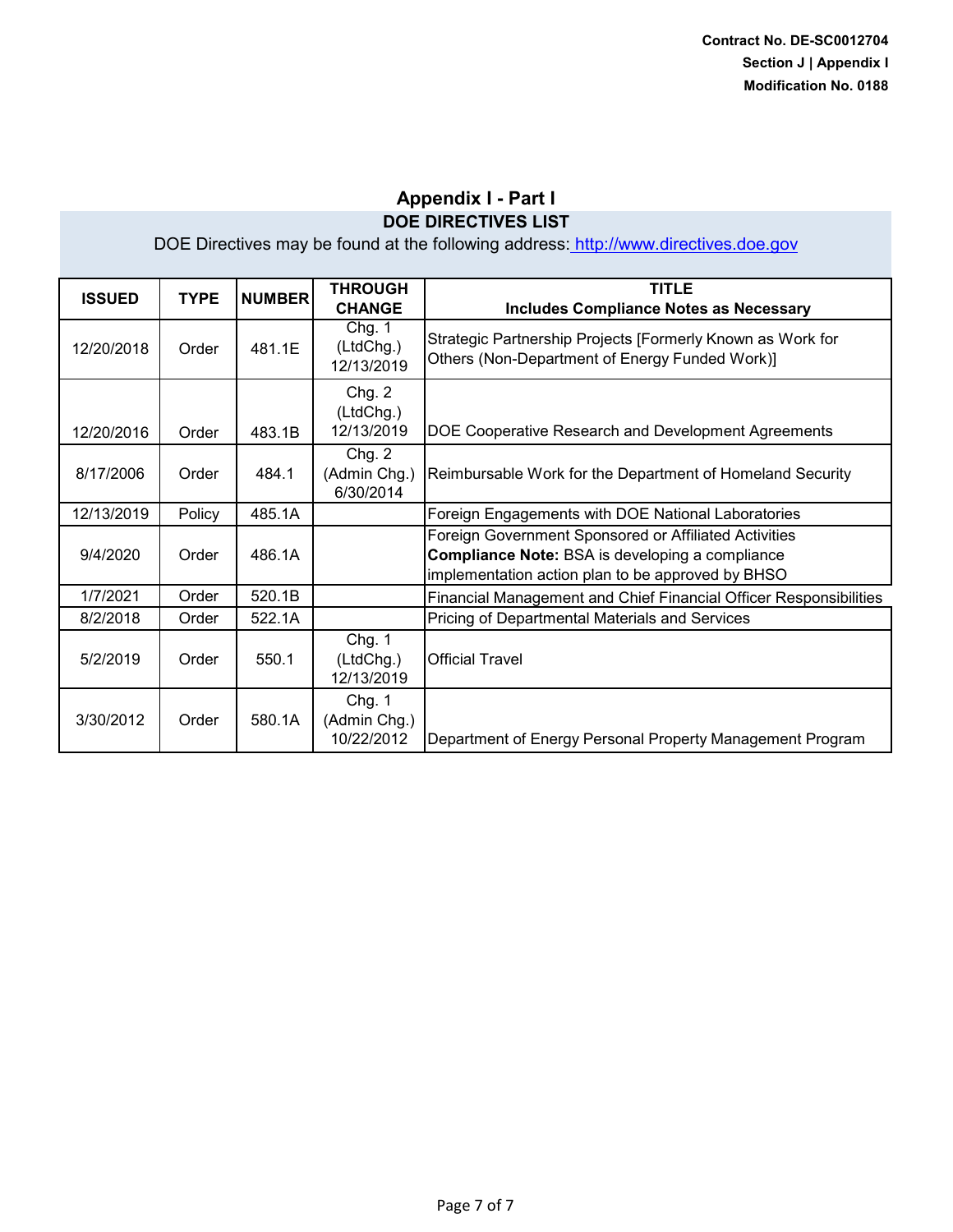## Appendix I - Part I

### DOE DIRECTIVES LIST

DOE Directives may be found at the following address: http://www.directives.doe.gov

| ISSUED | TYPE | NUMBER | THROUGH CHANGE | TITLE<br>Includes Compliance Notes as Necessary |
|---|---|---|---|---|
| 12/20/2018 | Order | 481.1E | Chg. 1 (LtdChg.) 12/13/2019 | Strategic Partnership Projects [Formerly Known as Work for Others (Non-Department of Energy Funded Work)] |
| 12/20/2016 | Order | 483.1B | Chg. 2 (LtdChg.) 12/13/2019 | DOE Cooperative Research and Development Agreements |
| 8/17/2006 | Order | 484.1 | Chg. 2 (Admin Chg.) 6/30/2014 | Reimbursable Work for the Department of Homeland Security |
| 12/13/2019 | Policy | 485.1A | | Foreign Engagements with DOE National Laboratories |
| 9/4/2020 | Order | 486.1A | | Foreign Government Sponsored or Affiliated Activities<br>**Compliance Note:** BSA is developing a compliance implementation action plan to be approved by BHSO |
| 1/7/2021 | Order | 520.1B | | Financial Management and Chief Financial Officer Responsibilities |
| 8/2/2018 | Order | 522.1A | | Pricing of Departmental Materials and Services |
| 5/2/2019 | Order | 550.1 | Chg. 1 (LtdChg.) 12/13/2019 | Official Travel |
| 3/30/2012 | Order | 580.1A | Chg. 1 (Admin Chg.) 10/22/2012 | Department of Energy Personal Property Management Program |